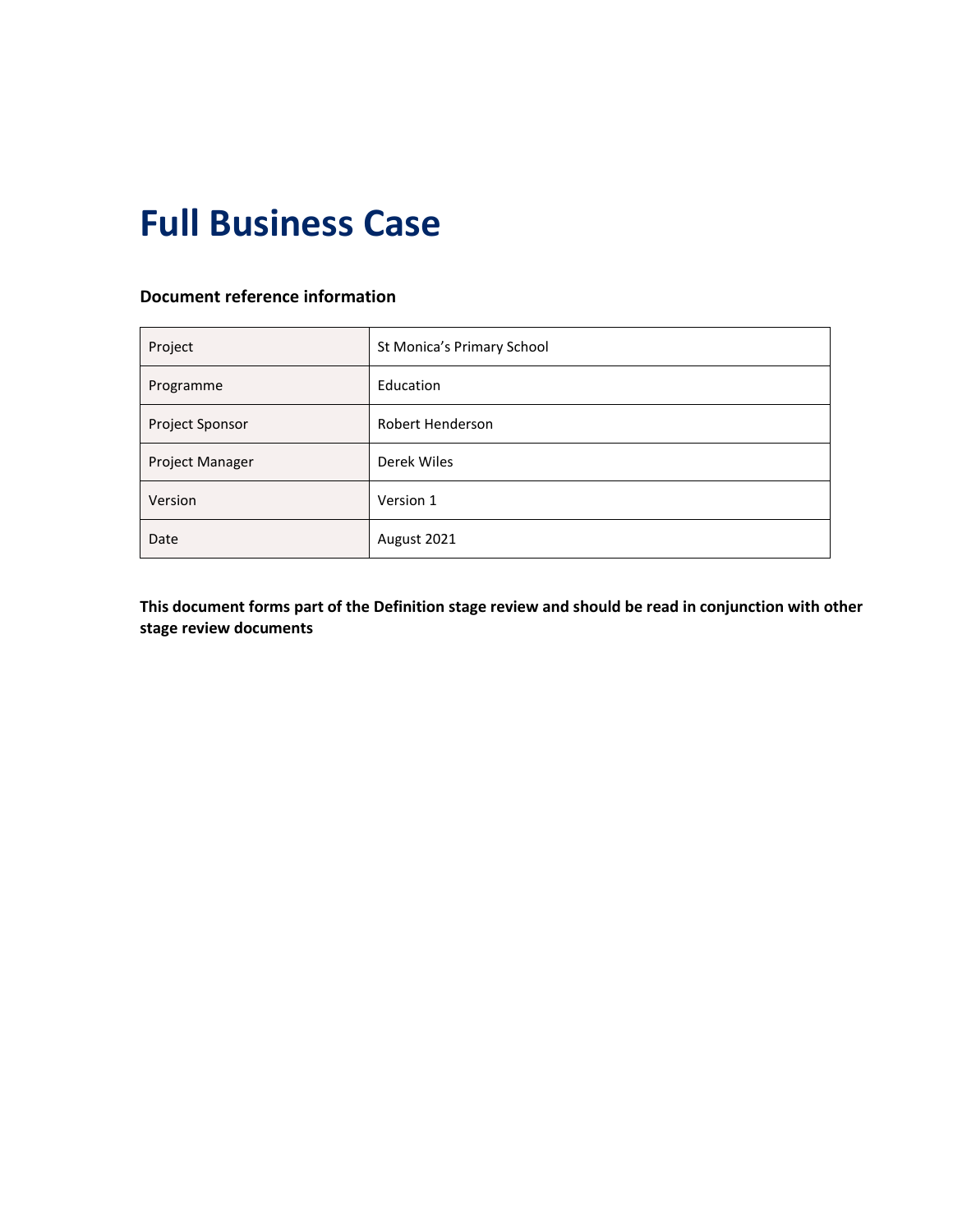# Full Business Case

### Document reference information

| Project | St Monica's Primary School |
|---|---|
| Programme | Education |
| Project Sponsor | Robert Henderson |
| Project Manager | Derek Wiles |
| Version | Version 1 |
| Date | August 2021 |

**This document forms part of the Definition stage review and should be read in conjunction with other stage review documents**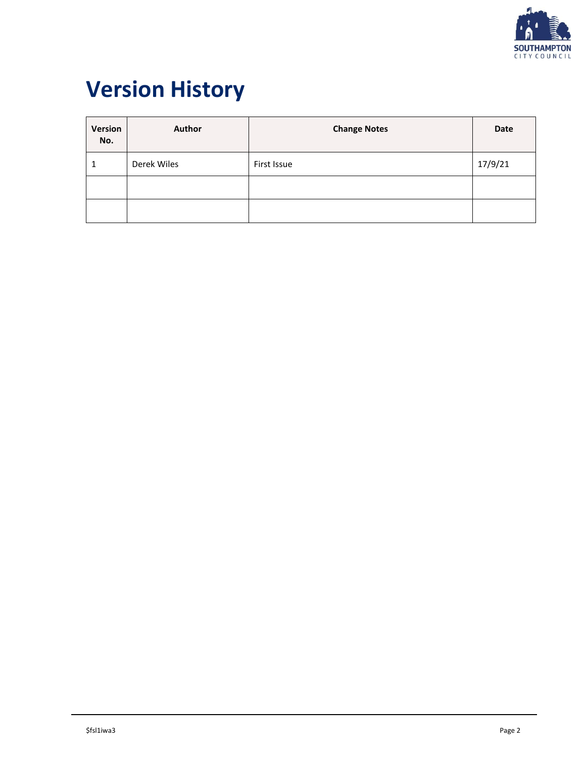# Version History

| Version No. | Author | Change Notes | Date |
|---|---|---|---|
| 1 | Derek Wiles | First Issue | 17/9/21 |
| | | | |
| | | | |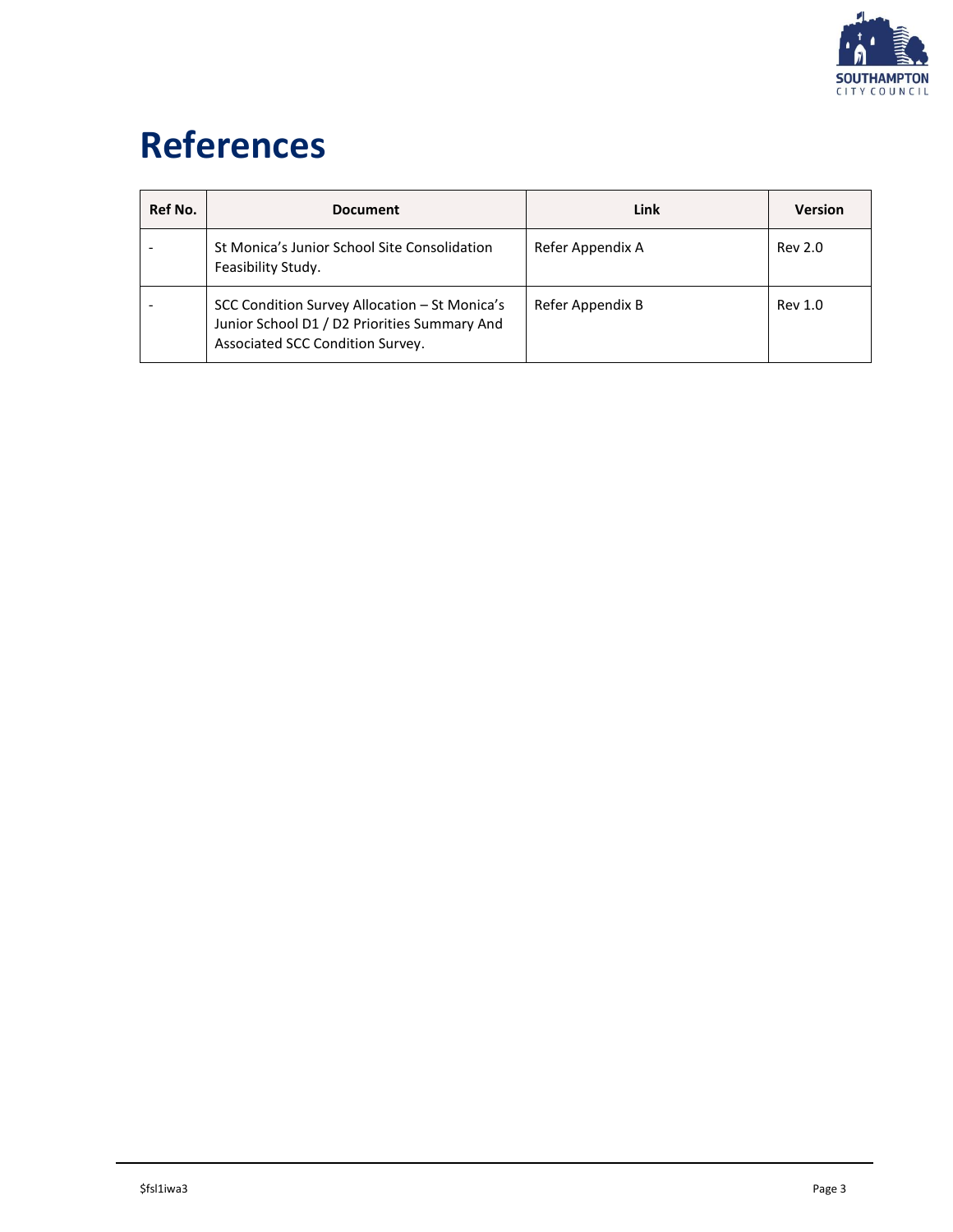# References

| Ref No. | Document | Link | Version |
|---|---|---|---|
| - | St Monica's Junior School Site Consolidation Feasibility Study. | Refer Appendix A | Rev 2.0 |
| - | SCC Condition Survey Allocation – St Monica's Junior School D1 / D2 Priorities Summary And Associated SCC Condition Survey. | Refer Appendix B | Rev 1.0 |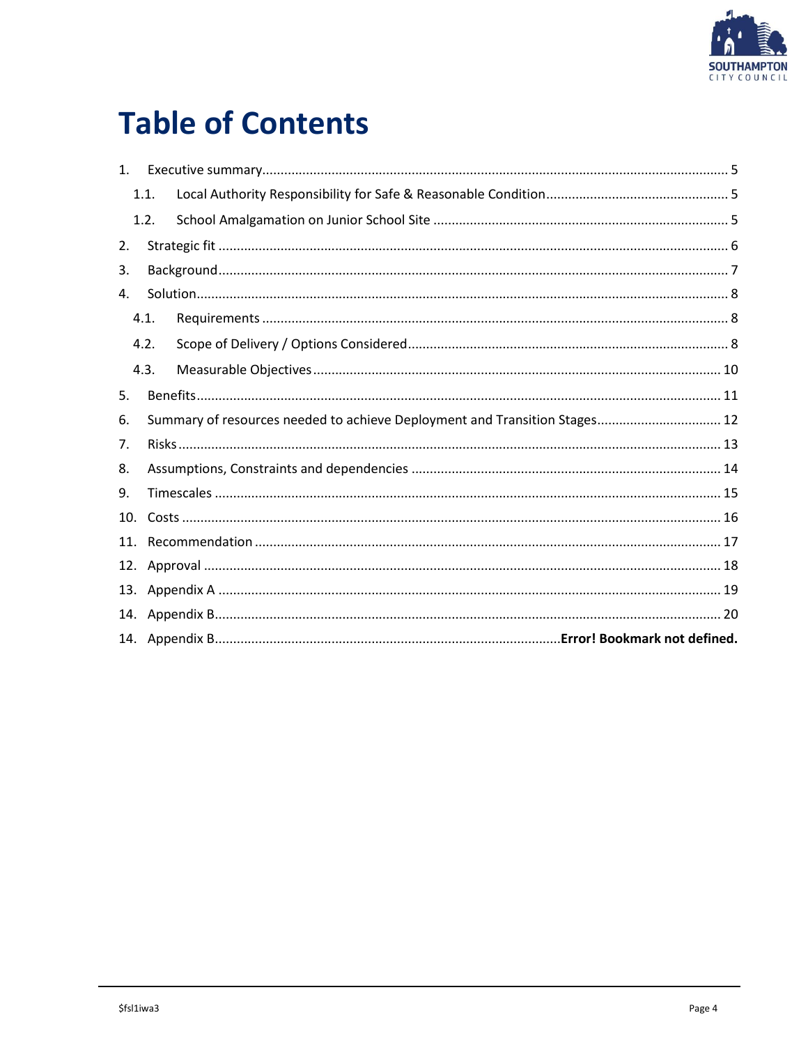# Table of Contents

1. Executive summary ........................................................................................................................ 5
   - 1.1. Local Authority Responsibility for Safe & Reasonable Condition .................................................. 5
   - 1.2. School Amalgamation on Junior School Site ................................................................................ 5
2. Strategic fit ........................................................................................................................................ 6
3. Background ........................................................................................................................................ 7
4. Solution .............................................................................................................................................. 8
   - 4.1. Requirements ................................................................................................................................ 8
   - 4.2. Scope of Delivery / Options Considered ....................................................................................... 8
   - 4.3. Measurable Objectives ................................................................................................................ 10
5. Benefits ............................................................................................................................................. 11
6. Summary of resources needed to achieve Deployment and Transition Stages .................................. 12
7. Risks .................................................................................................................................................. 13
8. Assumptions, Constraints and dependencies ..................................................................................... 14
9. Timescales ........................................................................................................................................ 15
10. Costs ............................................................................................................................................... 16
11. Recommendation ............................................................................................................................ 17
12. Approval .......................................................................................................................................... 18
13. Appendix A ...................................................................................................................................... 19
14. Appendix B ...................................................................................................................................... 20
14. Appendix B ....................................................................................... **Error! Bookmark not defined.**

$fsl1iwa3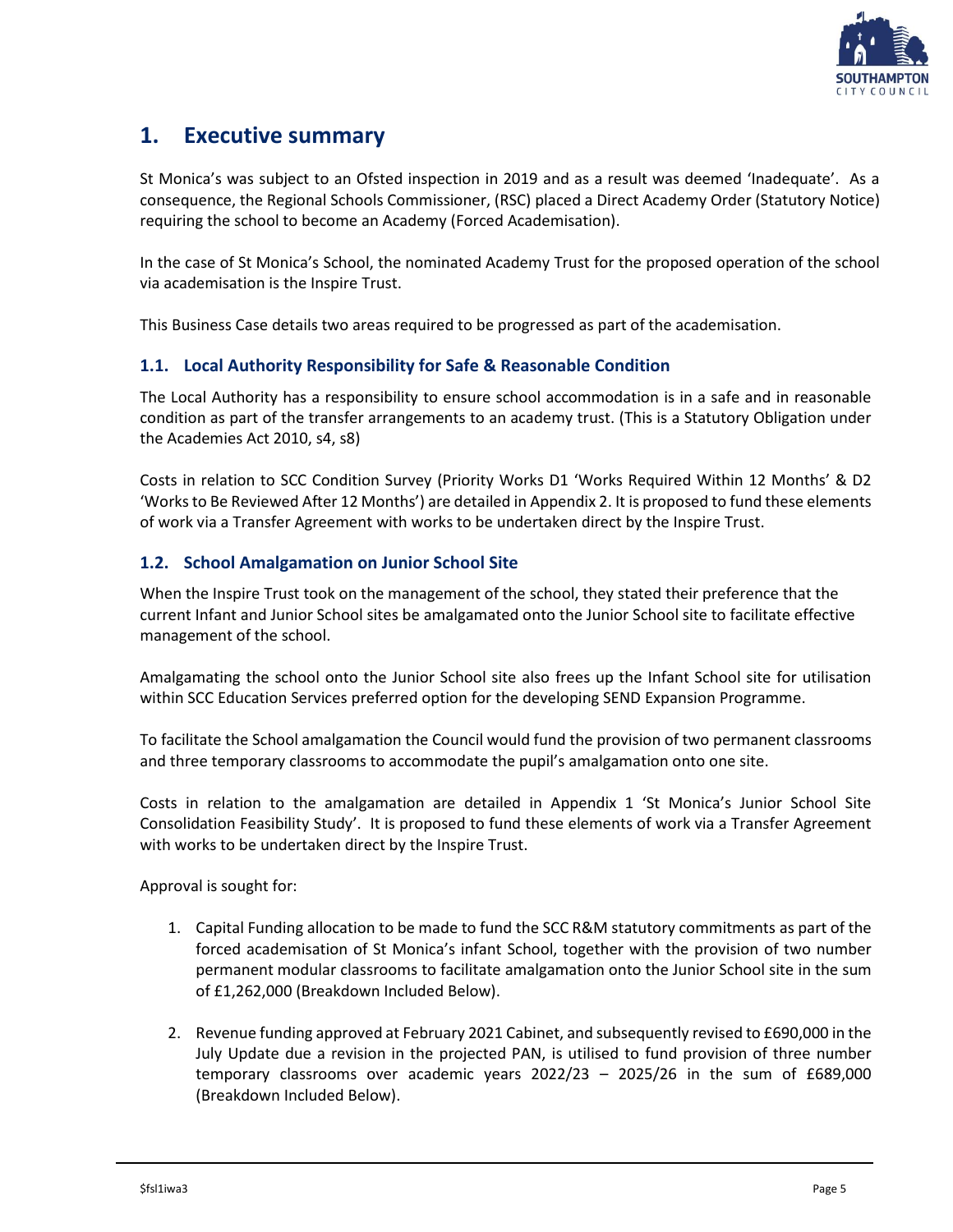# 1. Executive summary

St Monica's was subject to an Ofsted inspection in 2019 and as a result was deemed 'Inadequate'. As a consequence, the Regional Schools Commissioner, (RSC) placed a Direct Academy Order (Statutory Notice) requiring the school to become an Academy (Forced Academisation).

In the case of St Monica's School, the nominated Academy Trust for the proposed operation of the school via academisation is the Inspire Trust.

This Business Case details two areas required to be progressed as part of the academisation.

## 1.1. Local Authority Responsibility for Safe & Reasonable Condition

The Local Authority has a responsibility to ensure school accommodation is in a safe and in reasonable condition as part of the transfer arrangements to an academy trust. (This is a Statutory Obligation under the Academies Act 2010, s4, s8)

Costs in relation to SCC Condition Survey (Priority Works D1 'Works Required Within 12 Months' & D2 'Works to Be Reviewed After 12 Months') are detailed in Appendix 2. It is proposed to fund these elements of work via a Transfer Agreement with works to be undertaken direct by the Inspire Trust.

## 1.2. School Amalgamation on Junior School Site

When the Inspire Trust took on the management of the school, they stated their preference that the current Infant and Junior School sites be amalgamated onto the Junior School site to facilitate effective management of the school.

Amalgamating the school onto the Junior School site also frees up the Infant School site for utilisation within SCC Education Services preferred option for the developing SEND Expansion Programme.

To facilitate the School amalgamation the Council would fund the provision of two permanent classrooms and three temporary classrooms to accommodate the pupil's amalgamation onto one site.

Costs in relation to the amalgamation are detailed in Appendix 1 'St Monica's Junior School Site Consolidation Feasibility Study'. It is proposed to fund these elements of work via a Transfer Agreement with works to be undertaken direct by the Inspire Trust.

Approval is sought for:

1. Capital Funding allocation to be made to fund the SCC R&M statutory commitments as part of the forced academisation of St Monica's infant School, together with the provision of two number permanent modular classrooms to facilitate amalgamation onto the Junior School site in the sum of £1,262,000 (Breakdown Included Below).
2. Revenue funding approved at February 2021 Cabinet, and subsequently revised to £690,000 in the July Update due a revision in the projected PAN, is utilised to fund provision of three number temporary classrooms over academic years 2022/23 – 2025/26 in the sum of £689,000 (Breakdown Included Below).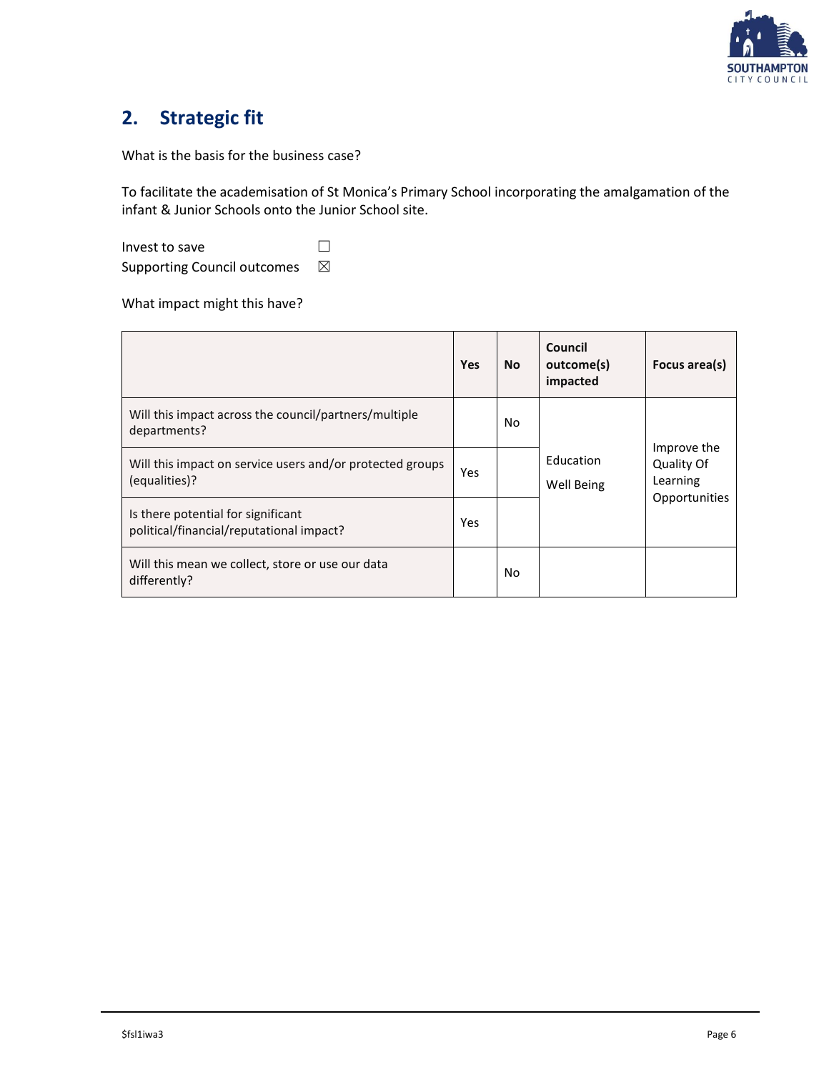## 2. Strategic fit

What is the basis for the business case?

To facilitate the academisation of St Monica's Primary School incorporating the amalgamation of the infant & Junior Schools onto the Junior School site.

Invest to save ☐
Supporting Council outcomes ☒

What impact might this have?

| | Yes | No | Council outcome(s) impacted | Focus area(s) |
|---|---|---|---|---|
| Will this impact across the council/partners/multiple departments? | | No | Education<br>Well Being | Improve the Quality Of Learning Opportunities |
| Will this impact on service users and/or protected groups (equalities)? | Yes | | | |
| Is there potential for significant political/financial/reputational impact? | Yes | | | |
| Will this mean we collect, store or use our data differently? | | No | | |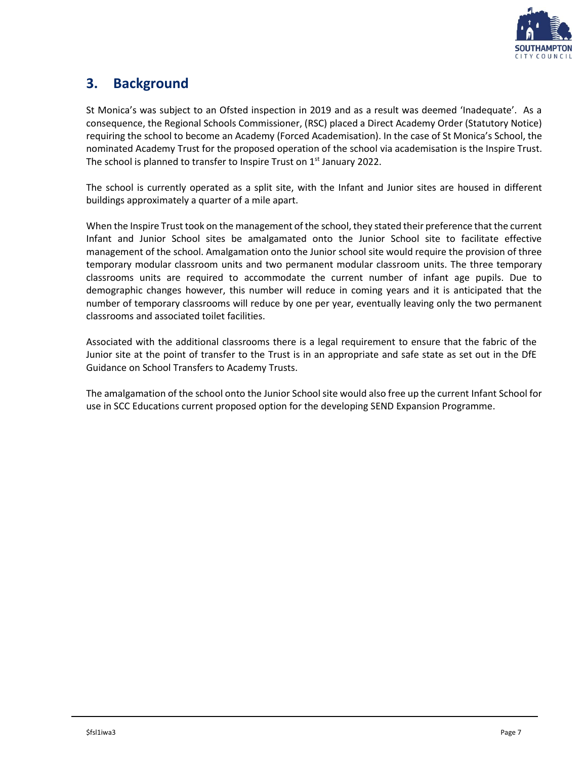## 3. Background

St Monica's was subject to an Ofsted inspection in 2019 and as a result was deemed 'Inadequate'. As a consequence, the Regional Schools Commissioner, (RSC) placed a Direct Academy Order (Statutory Notice) requiring the school to become an Academy (Forced Academisation). In the case of St Monica's School, the nominated Academy Trust for the proposed operation of the school via academisation is the Inspire Trust. The school is planned to transfer to Inspire Trust on 1st January 2022.

The school is currently operated as a split site, with the Infant and Junior sites are housed in different buildings approximately a quarter of a mile apart.

When the Inspire Trust took on the management of the school, they stated their preference that the current Infant and Junior School sites be amalgamated onto the Junior School site to facilitate effective management of the school. Amalgamation onto the Junior school site would require the provision of three temporary modular classroom units and two permanent modular classroom units. The three temporary classrooms units are required to accommodate the current number of infant age pupils. Due to demographic changes however, this number will reduce in coming years and it is anticipated that the number of temporary classrooms will reduce by one per year, eventually leaving only the two permanent classrooms and associated toilet facilities.

Associated with the additional classrooms there is a legal requirement to ensure that the fabric of the Junior site at the point of transfer to the Trust is in an appropriate and safe state as set out in the DfE Guidance on School Transfers to Academy Trusts.

The amalgamation of the school onto the Junior School site would also free up the current Infant School for use in SCC Educations current proposed option for the developing SEND Expansion Programme.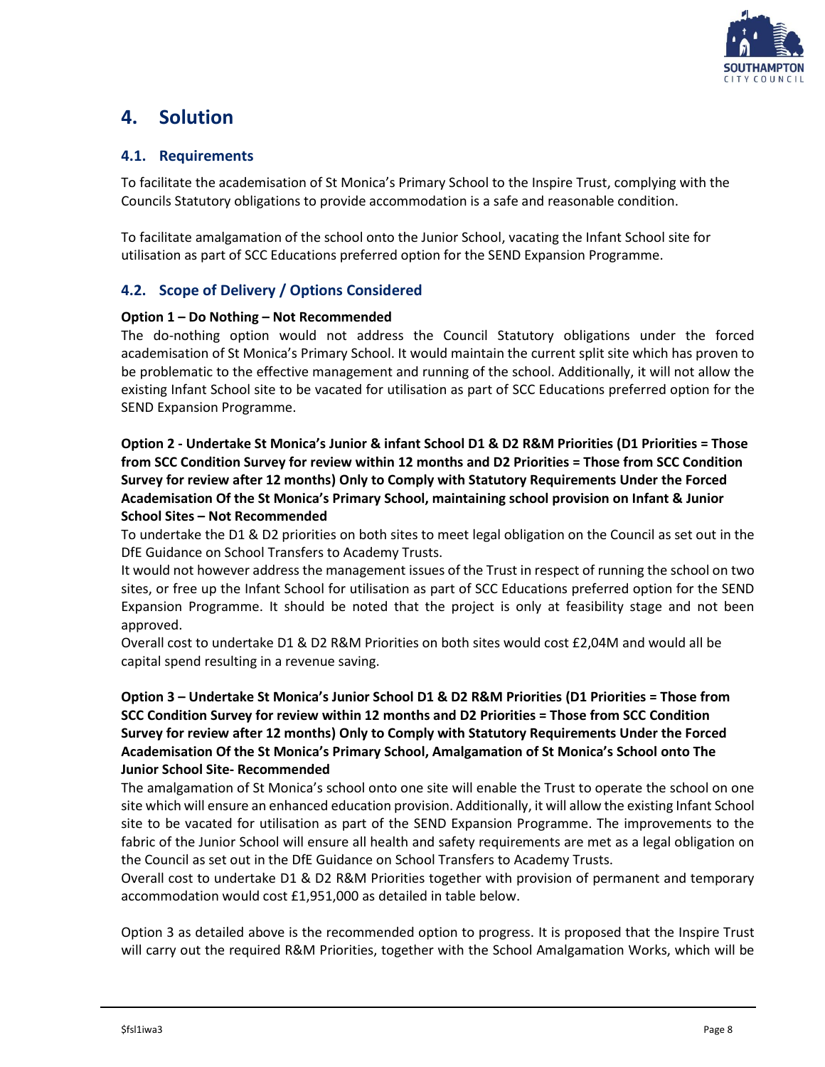## 4. Solution

### 4.1. Requirements

To facilitate the academisation of St Monica's Primary School to the Inspire Trust, complying with the Councils Statutory obligations to provide accommodation is a safe and reasonable condition.

To facilitate amalgamation of the school onto the Junior School, vacating the Infant School site for utilisation as part of SCC Educations preferred option for the SEND Expansion Programme.

### 4.2. Scope of Delivery / Options Considered

**Option 1 – Do Nothing – Not Recommended**

The do-nothing option would not address the Council Statutory obligations under the forced academisation of St Monica's Primary School. It would maintain the current split site which has proven to be problematic to the effective management and running of the school. Additionally, it will not allow the existing Infant School site to be vacated for utilisation as part of SCC Educations preferred option for the SEND Expansion Programme.

**Option 2 - Undertake St Monica's Junior & infant School D1 & D2 R&M Priorities (D1 Priorities = Those from SCC Condition Survey for review within 12 months and D2 Priorities = Those from SCC Condition Survey for review after 12 months) Only to Comply with Statutory Requirements Under the Forced Academisation Of the St Monica's Primary School, maintaining school provision on Infant & Junior School Sites – Not Recommended**

To undertake the D1 & D2 priorities on both sites to meet legal obligation on the Council as set out in the DfE Guidance on School Transfers to Academy Trusts.

It would not however address the management issues of the Trust in respect of running the school on two sites, or free up the Infant School for utilisation as part of SCC Educations preferred option for the SEND Expansion Programme. It should be noted that the project is only at feasibility stage and not been approved.

Overall cost to undertake D1 & D2 R&M Priorities on both sites would cost £2,04M and would all be capital spend resulting in a revenue saving.

**Option 3 – Undertake St Monica's Junior School D1 & D2 R&M Priorities (D1 Priorities = Those from SCC Condition Survey for review within 12 months and D2 Priorities = Those from SCC Condition Survey for review after 12 months) Only to Comply with Statutory Requirements Under the Forced Academisation Of the St Monica's Primary School, Amalgamation of St Monica's School onto The Junior School Site- Recommended**

The amalgamation of St Monica's school onto one site will enable the Trust to operate the school on one site which will ensure an enhanced education provision. Additionally, it will allow the existing Infant School site to be vacated for utilisation as part of the SEND Expansion Programme. The improvements to the fabric of the Junior School will ensure all health and safety requirements are met as a legal obligation on the Council as set out in the DfE Guidance on School Transfers to Academy Trusts.

Overall cost to undertake D1 & D2 R&M Priorities together with provision of permanent and temporary accommodation would cost £1,951,000 as detailed in table below.

Option 3 as detailed above is the recommended option to progress. It is proposed that the Inspire Trust will carry out the required R&M Priorities, together with the School Amalgamation Works, which will be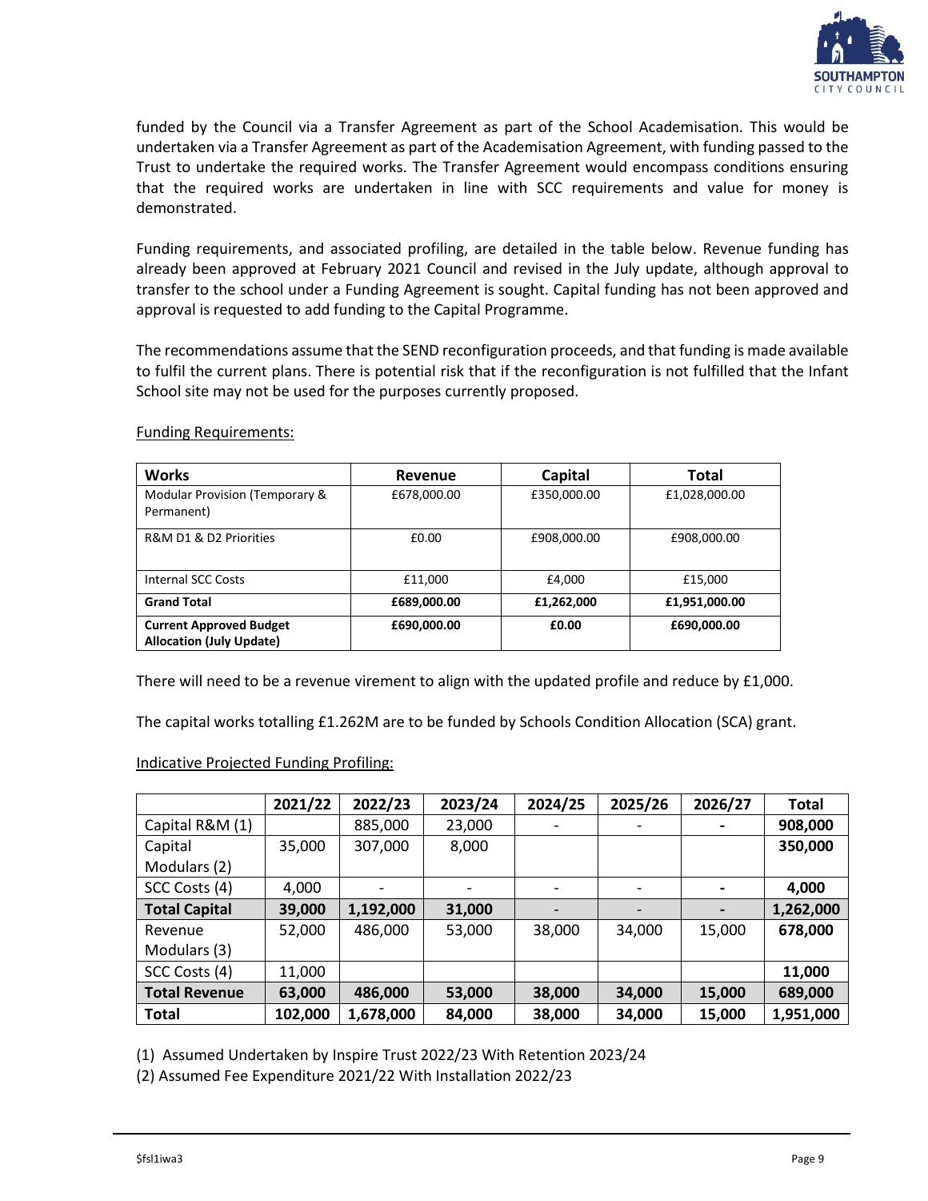funded by the Council via a Transfer Agreement as part of the School Academisation. This would be undertaken via a Transfer Agreement as part of the Academisation Agreement, with funding passed to the Trust to undertake the required works. The Transfer Agreement would encompass conditions ensuring that the required works are undertaken in line with SCC requirements and value for money is demonstrated.

Funding requirements, and associated profiling, are detailed in the table below. Revenue funding has already been approved at February 2021 Council and revised in the July update, although approval to transfer to the school under a Funding Agreement is sought. Capital funding has not been approved and approval is requested to add funding to the Capital Programme.

The recommendations assume that the SEND reconfiguration proceeds, and that funding is made available to fulfil the current plans. There is potential risk that if the reconfiguration is not fulfilled that the Infant School site may not be used for the purposes currently proposed.

Funding Requirements:

| Works | Revenue | Capital | Total |
|---|---|---|---|
| Modular Provision (Temporary & Permanent) | £678,000.00 | £350,000.00 | £1,028,000.00 |
| R&M D1 & D2 Priorities | £0.00 | £908,000.00 | £908,000.00 |
| Internal SCC Costs | £11,000 | £4,000 | £15,000 |
| **Grand Total** | **£689,000.00** | **£1,262,000** | **£1,951,000.00** |
| **Current Approved Budget Allocation (July Update)** | **£690,000.00** | **£0.00** | **£690,000.00** |

There will need to be a revenue virement to align with the updated profile and reduce by £1,000.

The capital works totalling £1.262M are to be funded by Schools Condition Allocation (SCA) grant.

Indicative Projected Funding Profiling:

| | 2021/22 | 2022/23 | 2023/24 | 2024/25 | 2025/26 | 2026/27 | Total |
|---|---|---|---|---|---|---|---|
| Capital R&M (1) | | 885,000 | 23,000 | - | - | - | **908,000** |
| Capital Modulars (2) | 35,000 | 307,000 | 8,000 | | | | **350,000** |
| SCC Costs (4) | 4,000 | - | - | - | - | - | **4,000** |
| **Total Capital** | **39,000** | **1,192,000** | **31,000** | - | - | - | **1,262,000** |
| Revenue Modulars (3) | 52,000 | 486,000 | 53,000 | 38,000 | 34,000 | 15,000 | **678,000** |
| SCC Costs (4) | 11,000 | | | | | | **11,000** |
| **Total Revenue** | **63,000** | **486,000** | **53,000** | **38,000** | **34,000** | **15,000** | **689,000** |
| **Total** | **102,000** | **1,678,000** | **84,000** | **38,000** | **34,000** | **15,000** | **1,951,000** |

(1) Assumed Undertaken by Inspire Trust 2022/23 With Retention 2023/24

(2) Assumed Fee Expenditure 2021/22 With Installation 2022/23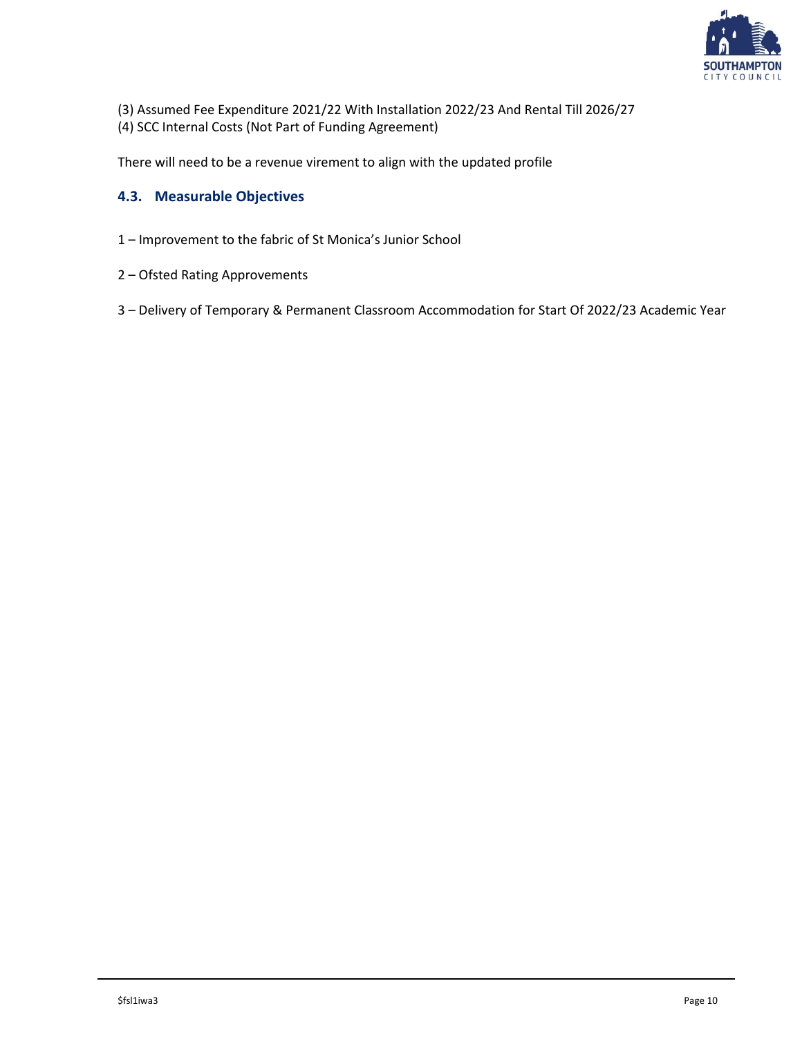(3) Assumed Fee Expenditure 2021/22 With Installation 2022/23 And Rental Till 2026/27
(4) SCC Internal Costs (Not Part of Funding Agreement)

There will need to be a revenue virement to align with the updated profile

### 4.3. Measurable Objectives

1 – Improvement to the fabric of St Monica's Junior School

2 – Ofsted Rating Approvements

3 – Delivery of Temporary & Permanent Classroom Accommodation for Start Of 2022/23 Academic Year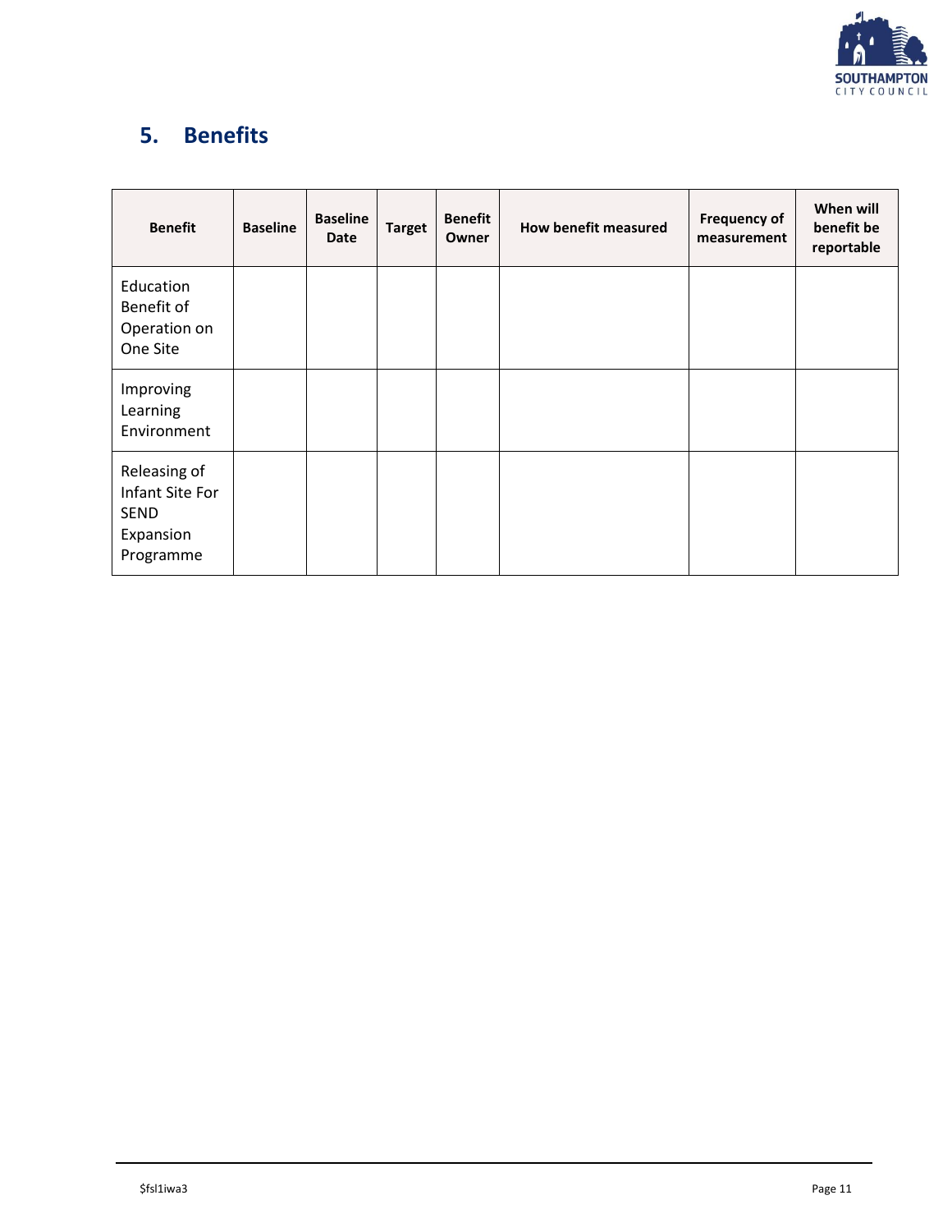## 5. Benefits

| Benefit | Baseline | Baseline Date | Target | Benefit Owner | How benefit measured | Frequency of measurement | When will benefit be reportable |
|---|---|---|---|---|---|---|---|
| Education Benefit of Operation on One Site | | | | | | | |
| Improving Learning Environment | | | | | | | |
| Releasing of Infant Site For SEND Expansion Programme | | | | | | | |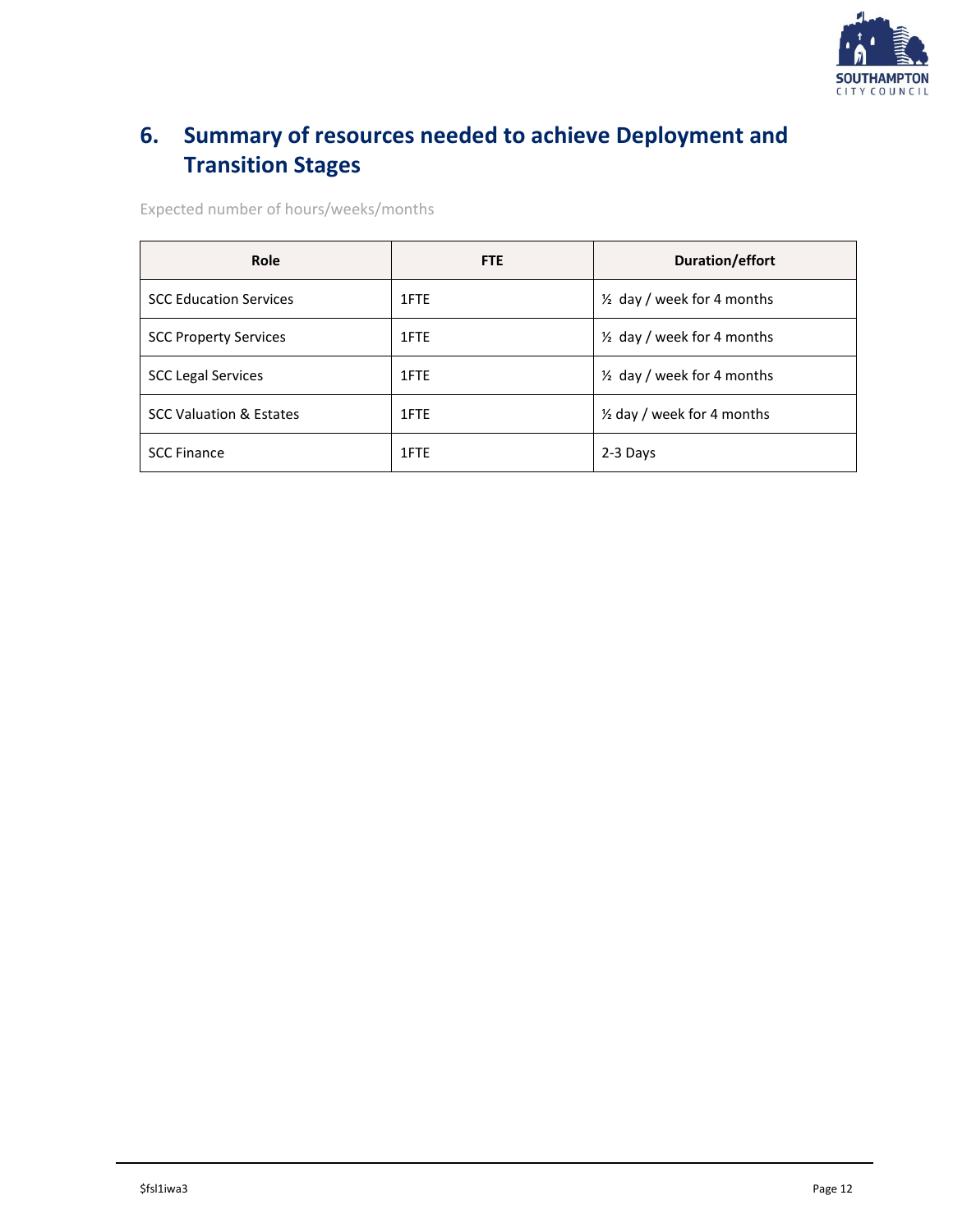## 6. Summary of resources needed to achieve Deployment and Transition Stages

Expected number of hours/weeks/months

| Role | FTE | Duration/effort |
|---|---|---|
| SCC Education Services | 1FTE | ½ day / week for 4 months |
| SCC Property Services | 1FTE | ½ day / week for 4 months |
| SCC Legal Services | 1FTE | ½ day / week for 4 months |
| SCC Valuation & Estates | 1FTE | ½ day / week for 4 months |
| SCC Finance | 1FTE | 2-3 Days |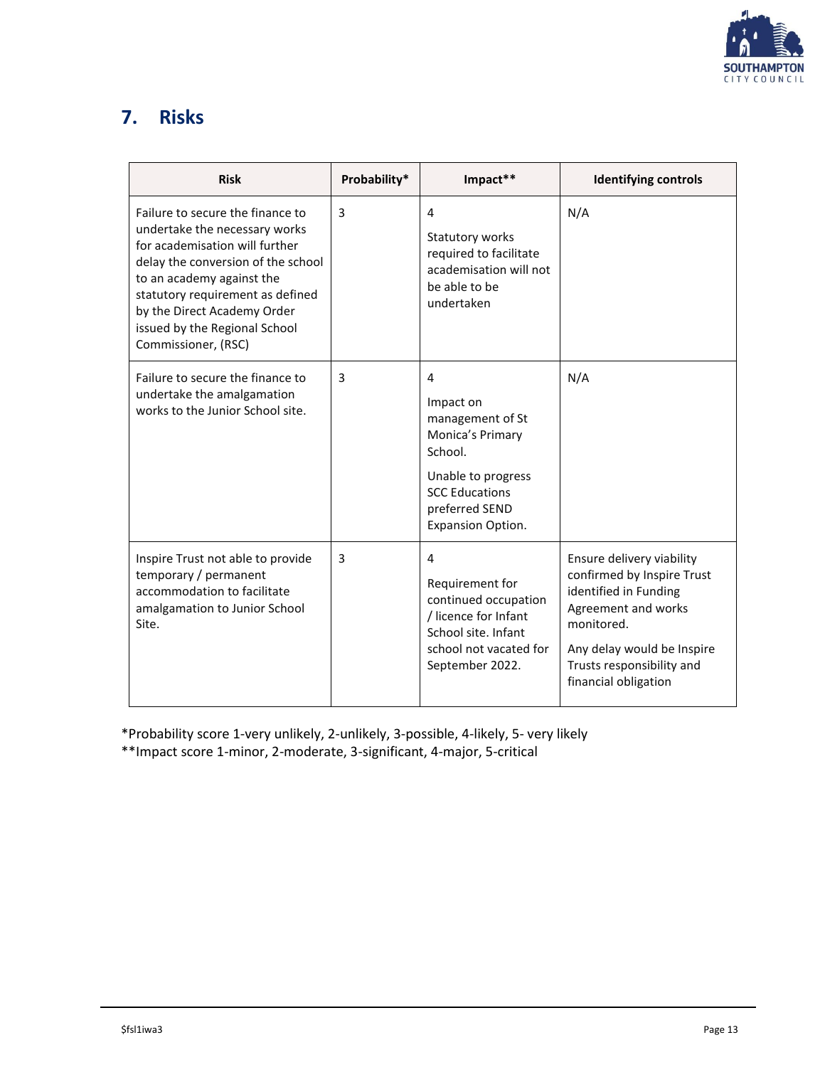## 7. Risks

| Risk | Probability* | Impact** | Identifying controls |
|---|---|---|---|
| Failure to secure the finance to undertake the necessary works for academisation will further delay the conversion of the school to an academy against the statutory requirement as defined by the Direct Academy Order issued by the Regional School Commissioner, (RSC) | 3 | 4<br><br>Statutory works required to facilitate academisation will not be able to be undertaken | N/A |
| Failure to secure the finance to undertake the amalgamation works to the Junior School site. | 3 | 4<br><br>Impact on management of St Monica's Primary School.<br><br>Unable to progress SCC Educations preferred SEND Expansion Option. | N/A |
| Inspire Trust not able to provide temporary / permanent accommodation to facilitate amalgamation to Junior School Site. | 3 | 4<br><br>Requirement for continued occupation / licence for Infant School site. Infant school not vacated for September 2022. | Ensure delivery viability confirmed by Inspire Trust identified in Funding Agreement and works monitored.<br><br>Any delay would be Inspire Trusts responsibility and financial obligation |

*Probability score 1-very unlikely, 2-unlikely, 3-possible, 4-likely, 5- very likely
**Impact score 1-minor, 2-moderate, 3-significant, 4-major, 5-critical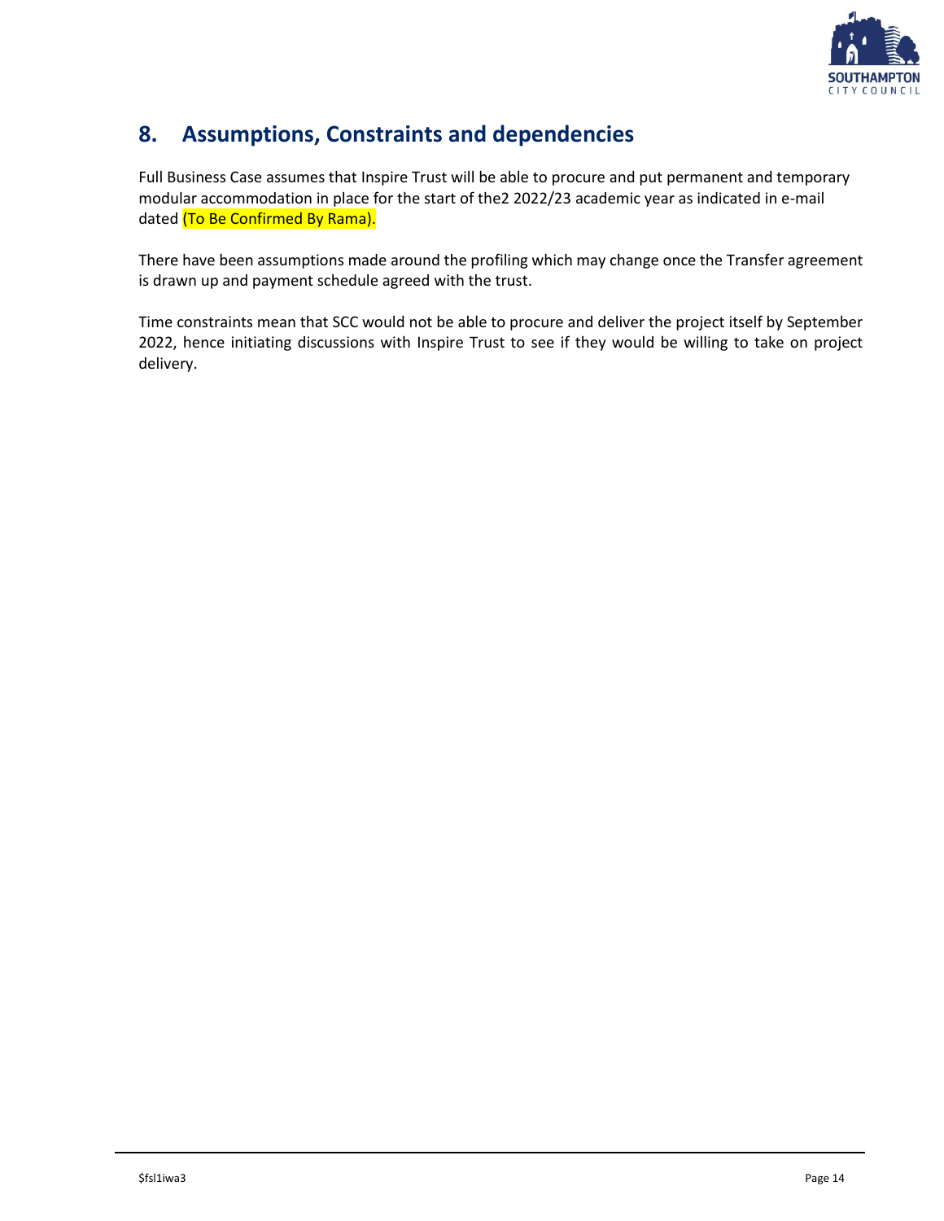## 8. Assumptions, Constraints and dependencies

Full Business Case assumes that Inspire Trust will be able to procure and put permanent and temporary modular accommodation in place for the start of the2 2022/23 academic year as indicated in e-mail dated (To Be Confirmed By Rama).

There have been assumptions made around the profiling which may change once the Transfer agreement is drawn up and payment schedule agreed with the trust.

Time constraints mean that SCC would not be able to procure and deliver the project itself by September 2022, hence initiating discussions with Inspire Trust to see if they would be willing to take on project delivery.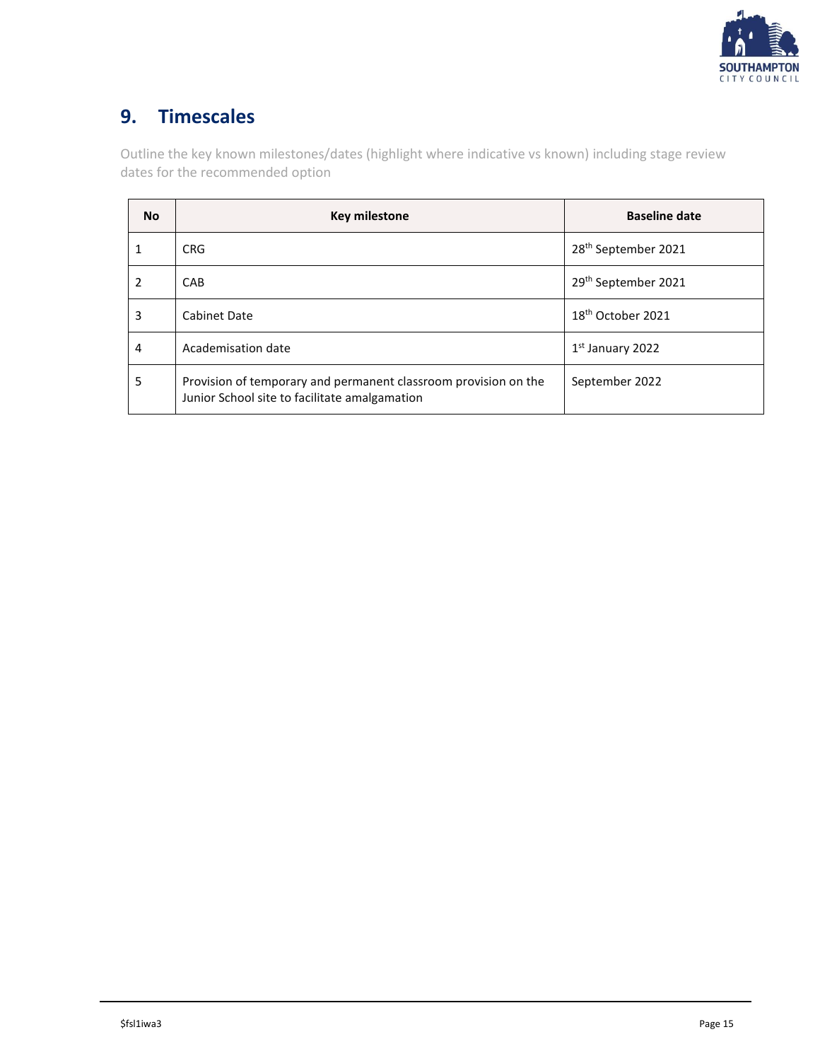## 9. Timescales

Outline the key known milestones/dates (highlight where indicative vs known) including stage review dates for the recommended option

| No | Key milestone | Baseline date |
| --- | --- | --- |
| 1 | CRG | 28th September 2021 |
| 2 | CAB | 29th September 2021 |
| 3 | Cabinet Date | 18th October 2021 |
| 4 | Academisation date | 1st January 2022 |
| 5 | Provision of temporary and permanent classroom provision on the Junior School site to facilitate amalgamation | September 2022 |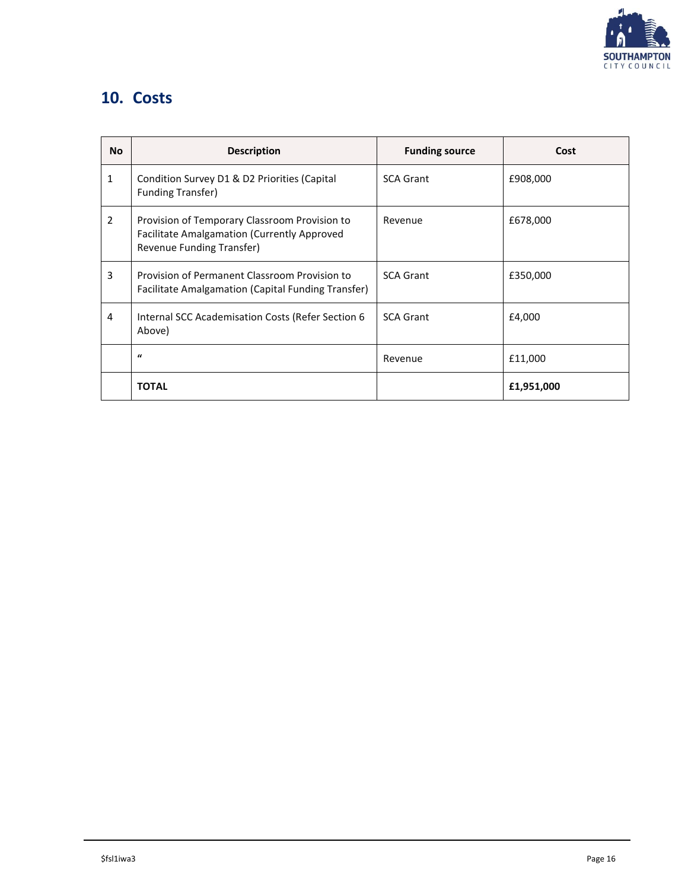## 10. Costs

| No | Description | Funding source | Cost |
|---|---|---|---|
| 1 | Condition Survey D1 & D2 Priorities (Capital Funding Transfer) | SCA Grant | £908,000 |
| 2 | Provision of Temporary Classroom Provision to Facilitate Amalgamation (Currently Approved Revenue Funding Transfer) | Revenue | £678,000 |
| 3 | Provision of Permanent Classroom Provision to Facilitate Amalgamation (Capital Funding Transfer) | SCA Grant | £350,000 |
| 4 | Internal SCC Academisation Costs (Refer Section 6 Above) | SCA Grant | £4,000 |
| | " | Revenue | £11,000 |
| | **TOTAL** | | **£1,951,000** |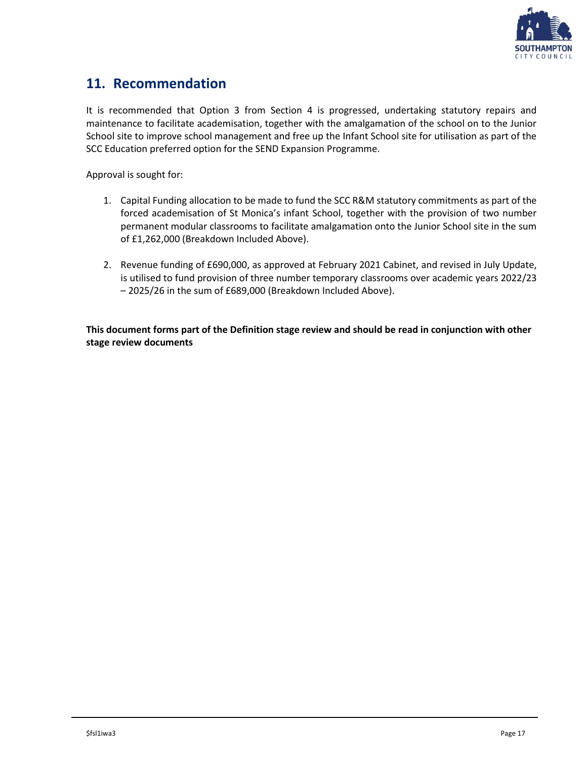## 11. Recommendation

It is recommended that Option 3 from Section 4 is progressed, undertaking statutory repairs and maintenance to facilitate academisation, together with the amalgamation of the school on to the Junior School site to improve school management and free up the Infant School site for utilisation as part of the SCC Education preferred option for the SEND Expansion Programme.

Approval is sought for:

1. Capital Funding allocation to be made to fund the SCC R&M statutory commitments as part of the forced academisation of St Monica's infant School, together with the provision of two number permanent modular classrooms to facilitate amalgamation onto the Junior School site in the sum of £1,262,000 (Breakdown Included Above).

2. Revenue funding of £690,000, as approved at February 2021 Cabinet, and revised in July Update, is utilised to fund provision of three number temporary classrooms over academic years 2022/23 – 2025/26 in the sum of £689,000 (Breakdown Included Above).

**This document forms part of the Definition stage review and should be read in conjunction with other stage review documents**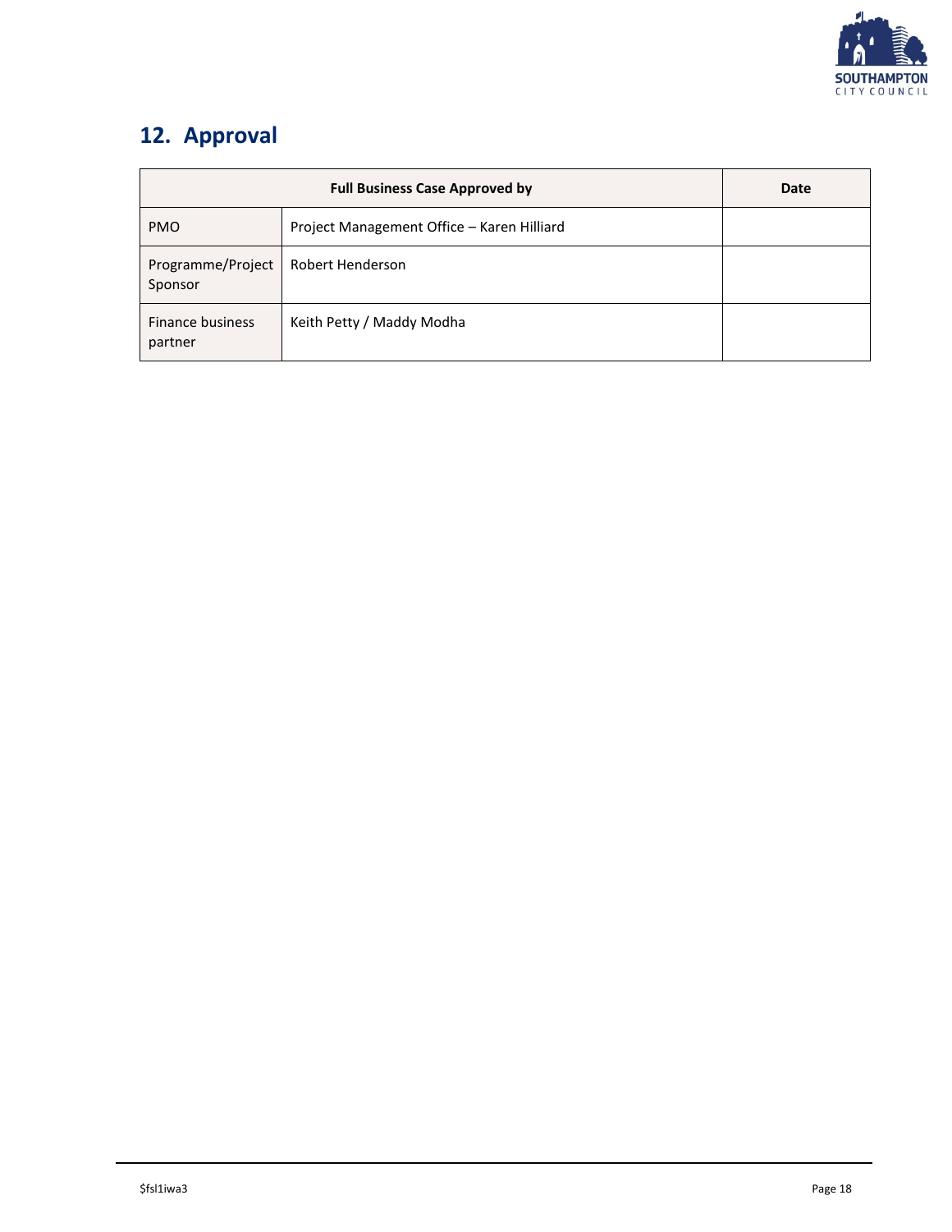## 12. Approval

| Full Business Case Approved by | | Date |
|---|---|---|
| PMO | Project Management Office – Karen Hilliard | |
| Programme/Project Sponsor | Robert Henderson | |
| Finance business partner | Keith Petty / Maddy Modha | |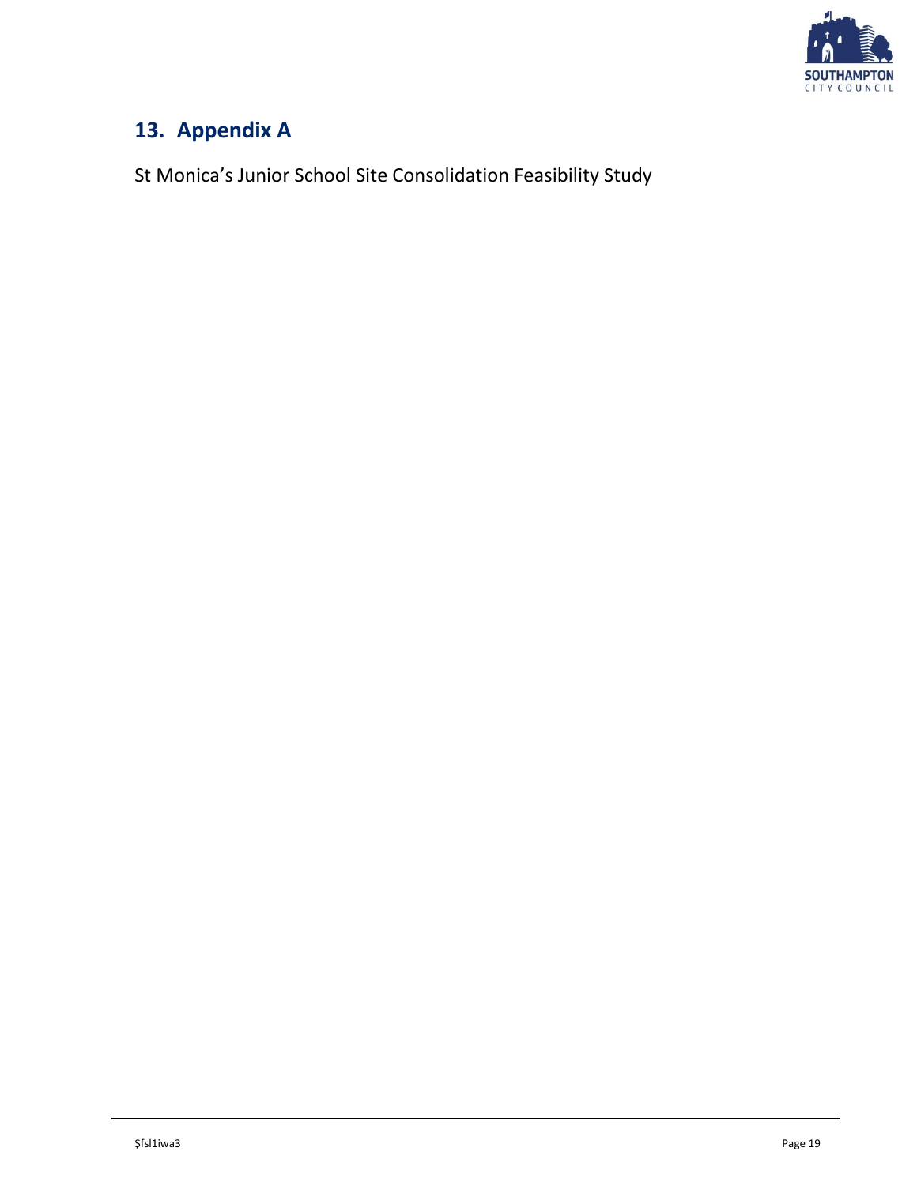## 13. Appendix A

St Monica's Junior School Site Consolidation Feasibility Study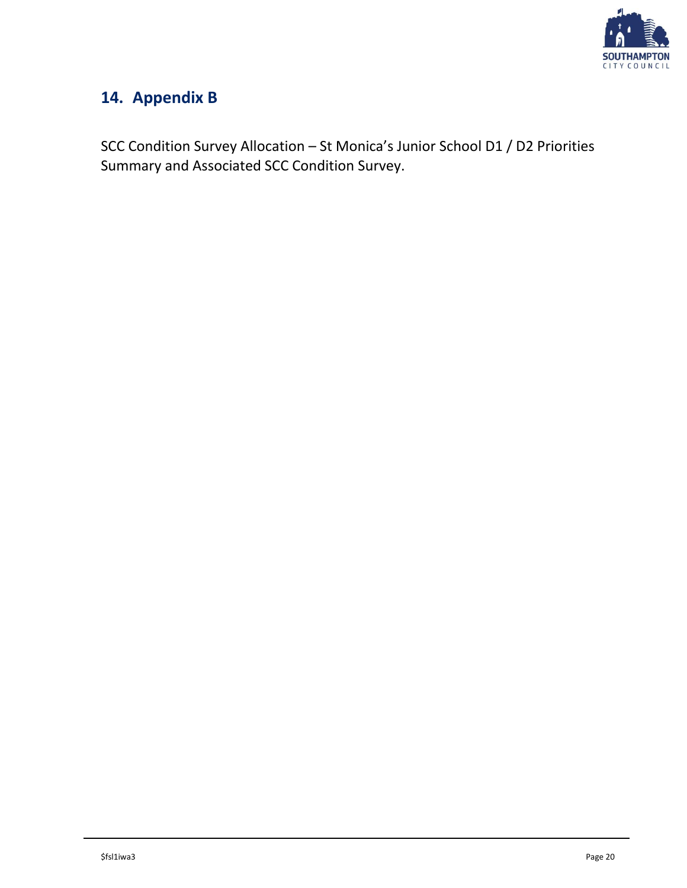## 14. Appendix B

SCC Condition Survey Allocation – St Monica's Junior School D1 / D2 Priorities Summary and Associated SCC Condition Survey.